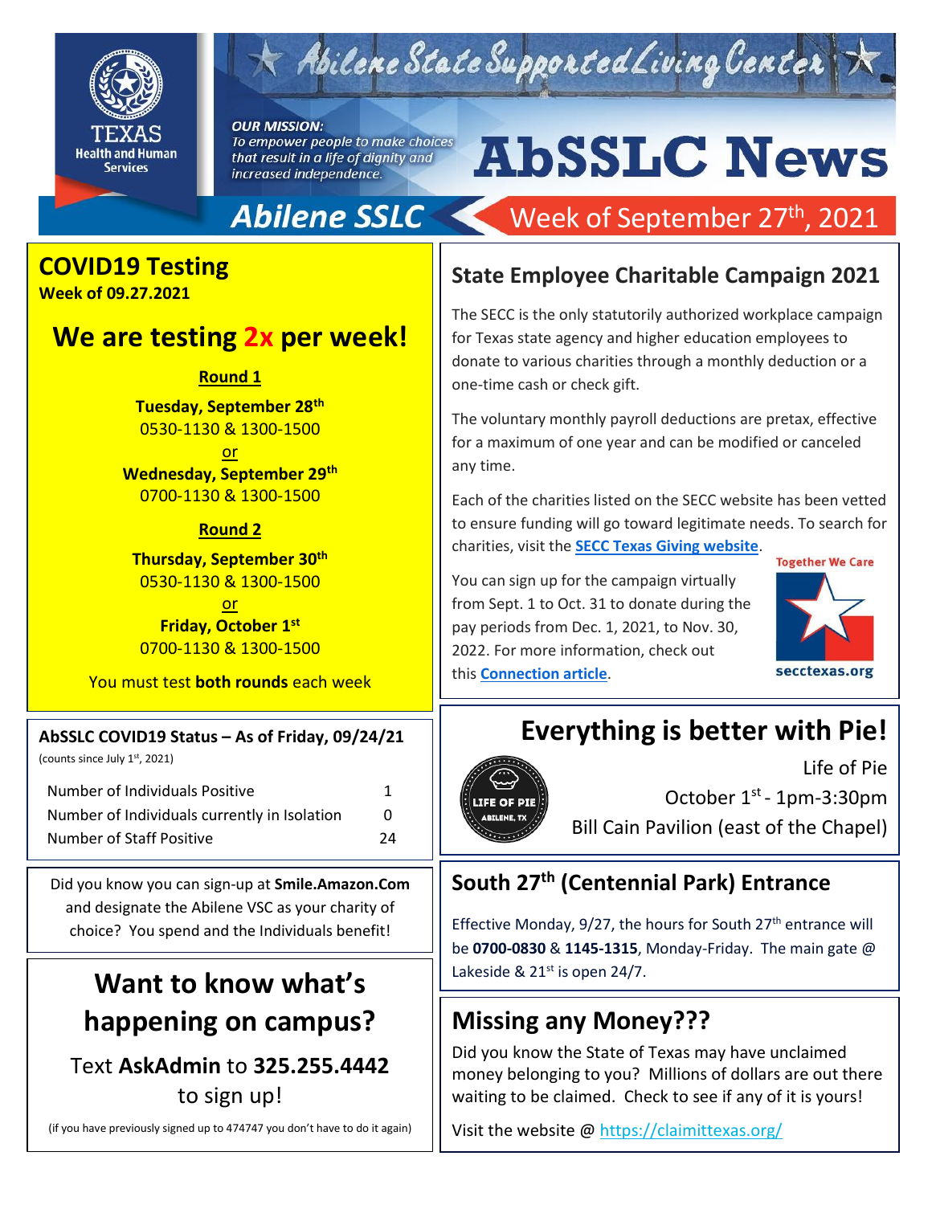# Abilene State Supported Living Center

Texas Health and Human Services

*OUR MISSION: To empower people to make choices that result in a life of dignity and increased independence.*

# AbSSLC News

**Abilene SSLC** — Week of September 27th, 2021

## COVID19 Testing

**Week of 09.27.2021**

### We are testing 2x per week!

**Round 1**

**Tuesday, September 28th**
0530-1130 & 1300-1500

or

**Wednesday, September 29th**
0700-1130 & 1300-1500

**Round 2**

**Thursday, September 30th**
0530-1130 & 1300-1500

or

**Friday, October 1st**
0700-1130 & 1300-1500

You must test **both rounds** each week

### AbSSLC COVID19 Status – As of Friday, 09/24/21

(counts since July 1st, 2021)

| | |
|---|---|
| Number of Individuals Positive | 1 |
| Number of Individuals currently in Isolation | 0 |
| Number of Staff Positive | 24 |

Did you know you can sign-up at **Smile.Amazon.Com** and designate the Abilene VSC as your charity of choice? You spend and the Individuals benefit!

## Want to know what's happening on campus?

Text **AskAdmin** to **325.255.4442** to sign up!

(if you have previously signed up to 474747 you don't have to do it again)

## State Employee Charitable Campaign 2021

The SECC is the only statutorily authorized workplace campaign for Texas state agency and higher education employees to donate to various charities through a monthly deduction or a one-time cash or check gift.

The voluntary monthly payroll deductions are pretax, effective for a maximum of one year and can be modified or canceled any time.

Each of the charities listed on the SECC website has been vetted to ensure funding will go toward legitimate needs. To search for charities, visit the **SECC Texas Giving website**.

You can sign up for the campaign virtually from Sept. 1 to Oct. 31 to donate during the pay periods from Dec. 1, 2021, to Nov. 30, 2022. For more information, check out this **Connection article**.

Together We Care — secctexas.org

## Everything is better with Pie!

Life of Pie
October 1st - 1pm-3:30pm
Bill Cain Pavilion (east of the Chapel)

## South 27th (Centennial Park) Entrance

Effective Monday, 9/27, the hours for South 27th entrance will be **0700-0830** & **1145-1315**, Monday-Friday. The main gate @ Lakeside & 21st is open 24/7.

## Missing any Money???

Did you know the State of Texas may have unclaimed money belonging to you? Millions of dollars are out there waiting to be claimed. Check to see if any of it is yours!

Visit the website @ https://claimittexas.org/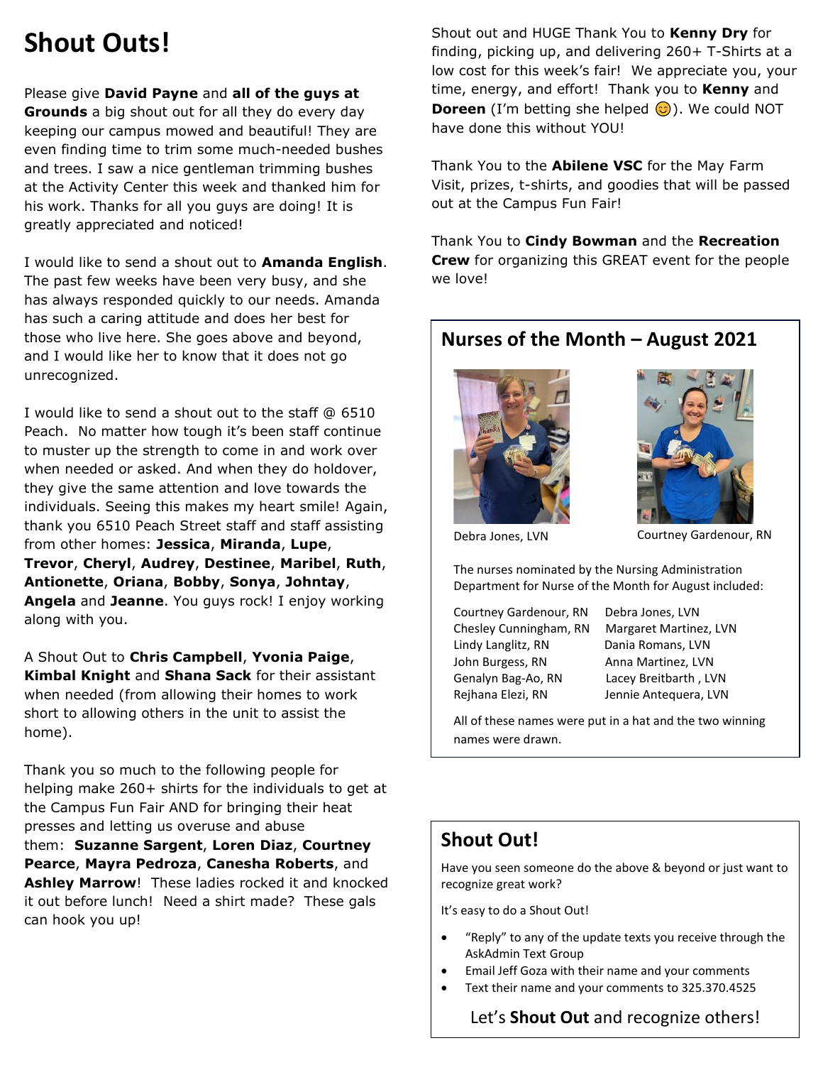# Shout Outs!

Please give **David Payne** and **all of the guys at Grounds** a big shout out for all they do every day keeping our campus mowed and beautiful! They are even finding time to trim some much-needed bushes and trees. I saw a nice gentleman trimming bushes at the Activity Center this week and thanked him for his work. Thanks for all you guys are doing! It is greatly appreciated and noticed!

I would like to send a shout out to **Amanda English**. The past few weeks have been very busy, and she has always responded quickly to our needs. Amanda has such a caring attitude and does her best for those who live here. She goes above and beyond, and I would like her to know that it does not go unrecognized.

I would like to send a shout out to the staff @ 6510 Peach. No matter how tough it's been staff continue to muster up the strength to come in and work over when needed or asked. And when they do holdover, they give the same attention and love towards the individuals. Seeing this makes my heart smile! Again, thank you 6510 Peach Street staff and staff assisting from other homes: **Jessica**, **Miranda**, **Lupe**, **Trevor**, **Cheryl**, **Audrey**, **Destinee**, **Maribel**, **Ruth**, **Antionette**, **Oriana**, **Bobby**, **Sonya**, **Johntay**, **Angela** and **Jeanne**. You guys rock! I enjoy working along with you.

A Shout Out to **Chris Campbell**, **Yvonia Paige**, **Kimbal Knight** and **Shana Sack** for their assistant when needed (from allowing their homes to work short to allowing others in the unit to assist the home).

Thank you so much to the following people for helping make 260+ shirts for the individuals to get at the Campus Fun Fair AND for bringing their heat presses and letting us overuse and abuse them: **Suzanne Sargent**, **Loren Diaz**, **Courtney Pearce**, **Mayra Pedroza**, **Canesha Roberts**, and **Ashley Marrow**! These ladies rocked it and knocked it out before lunch! Need a shirt made? These gals can hook you up!

Shout out and HUGE Thank You to **Kenny Dry** for finding, picking up, and delivering 260+ T-Shirts at a low cost for this week's fair! We appreciate you, your time, energy, and effort! Thank you to **Kenny** and **Doreen** (I'm betting she helped 😊). We could NOT have done this without YOU!

Thank You to the **Abilene VSC** for the May Farm Visit, prizes, t-shirts, and goodies that will be passed out at the Campus Fun Fair!

Thank You to **Cindy Bowman** and the **Recreation Crew** for organizing this GREAT event for the people we love!

## Nurses of the Month – August 2021

Debra Jones, LVN

Courtney Gardenour, RN

The nurses nominated by the Nursing Administration Department for Nurse of the Month for August included:

| | |
|---|---|
| Courtney Gardenour, RN | Debra Jones, LVN |
| Chesley Cunningham, RN | Margaret Martinez, LVN |
| Lindy Langlitz, RN | Dania Romans, LVN |
| John Burgess, RN | Anna Martinez, LVN |
| Genalyn Bag-Ao, RN | Lacey Breitbarth , LVN |
| Rejhana Elezi, RN | Jennie Antequera, LVN |

All of these names were put in a hat and the two winning names were drawn.

## Shout Out!

Have you seen someone do the above & beyond or just want to recognize great work?

It's easy to do a Shout Out!

- "Reply" to any of the update texts you receive through the AskAdmin Text Group
- Email Jeff Goza with their name and your comments
- Text their name and your comments to 325.370.4525

Let's **Shout Out** and recognize others!